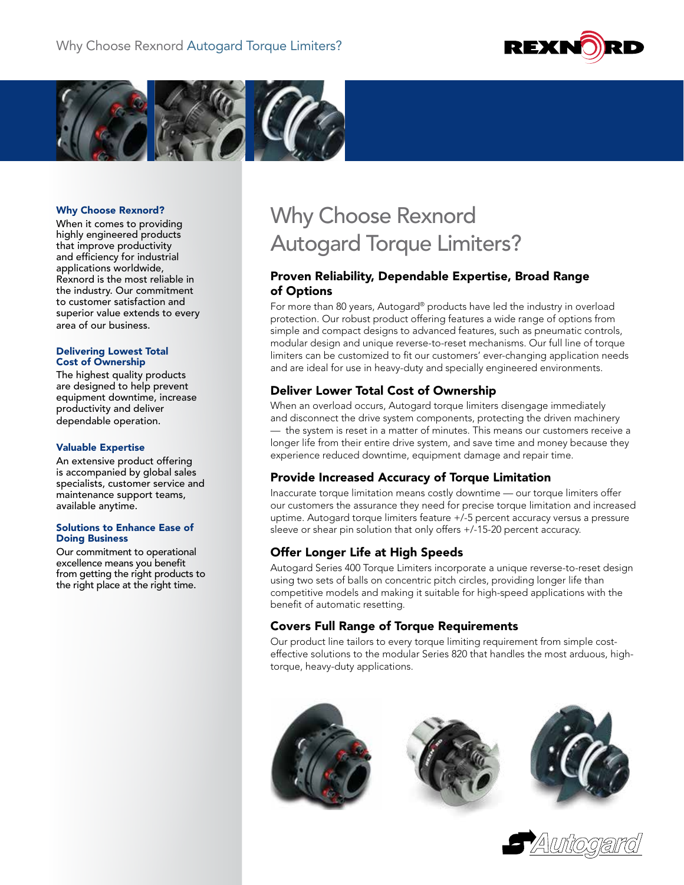# Why Choose Rexnord Autogard Torque Limiters?

### Why Choose Rexnord?

When it comes to providing highly engineered products that improve productivity and efficiency for industrial applications worldwide, Rexnord is the most reliable in the industry. Our commitment to customer satisfaction and superior value extends to every area of our business.

### Delivering Lowest Total Cost of Ownership

The highest quality products are designed to help prevent equipment downtime, increase productivity and deliver dependable operation.

### Valuable Expertise

An extensive product offering is accompanied by global sales specialists, customer service and maintenance support teams, available anytime.

### Solutions to Enhance Ease of Doing Business

Our commitment to operational excellence means you benefit from getting the right products to the right place at the right time.

## Proven Reliability, Dependable Expertise, Broad Range of Options

For more than 80 years, Autogard® products have led the industry in overload protection. Our robust product offering features a wide range of options from simple and compact designs to advanced features, such as pneumatic controls, modular design and unique reverse-to-reset mechanisms. Our full line of torque limiters can be customized to fit our customers' ever-changing application needs and are ideal for use in heavy-duty and specially engineered environments.

## Deliver Lower Total Cost of Ownership

When an overload occurs, Autogard torque limiters disengage immediately and disconnect the drive system components, protecting the driven machinery — the system is reset in a matter of minutes. This means our customers receive a longer life from their entire drive system, and save time and money because they experience reduced downtime, equipment damage and repair time.

## Provide Increased Accuracy of Torque Limitation

Inaccurate torque limitation means costly downtime — our torque limiters offer our customers the assurance they need for precise torque limitation and increased uptime. Autogard torque limiters feature +/-5 percent accuracy versus a pressure sleeve or shear pin solution that only offers +/-15-20 percent accuracy.

## Offer Longer Life at High Speeds

Autogard Series 400 Torque Limiters incorporate a unique reverse-to-reset design using two sets of balls on concentric pitch circles, providing longer life than competitive models and making it suitable for high-speed applications with the benefit of automatic resetting.

## Covers Full Range of Torque Requirements

Our product line tailors to every torque limiting requirement from simple cost-effective solutions to the modular Series 820 that handles the most arduous, high-torque, heavy-duty applications.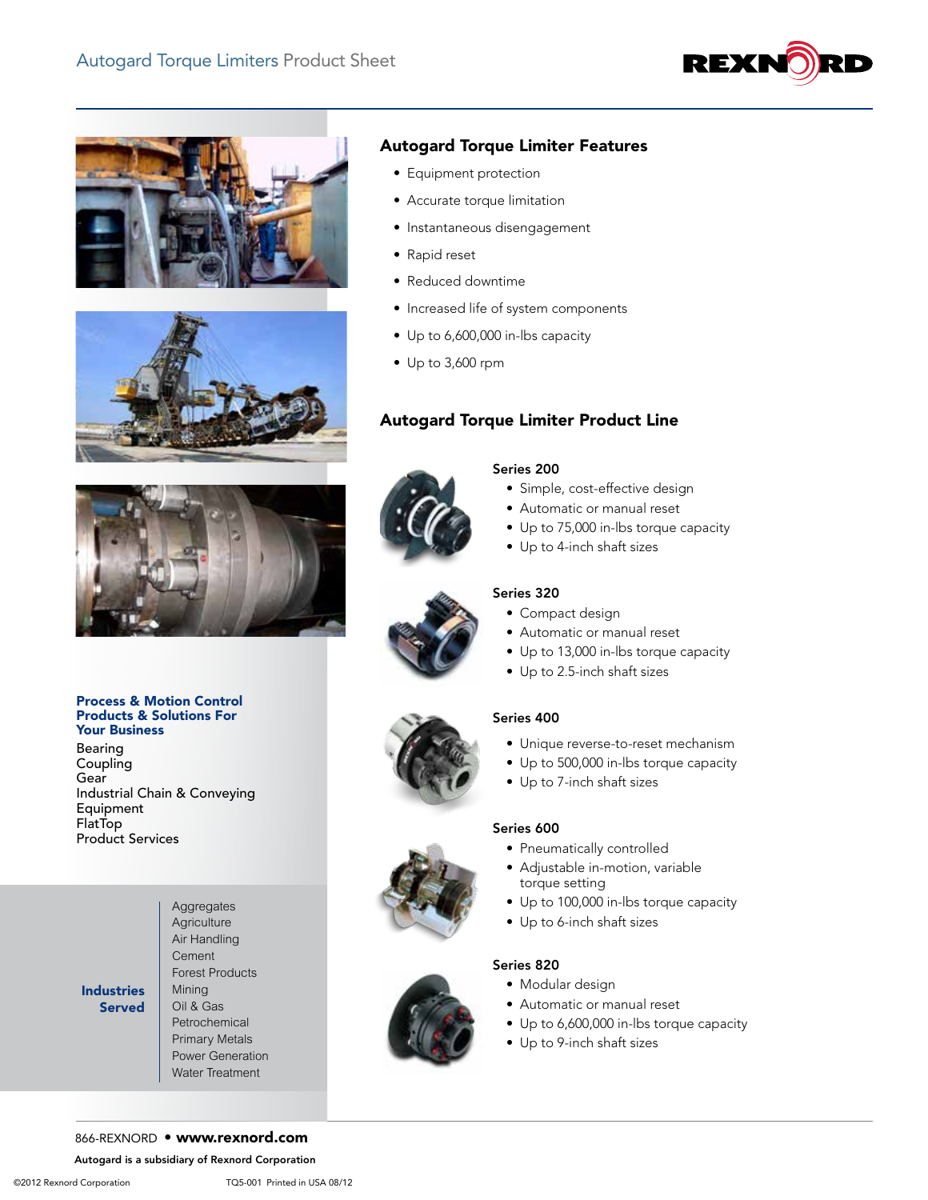Autogard Torque Limiters Product Sheet

## Autogard Torque Limiter Features

- Equipment protection
- Accurate torque limitation
- Instantaneous disengagement
- Rapid reset
- Reduced downtime
- Increased life of system components
- Up to 6,600,000 in-lbs capacity
- Up to 3,600 rpm

## Autogard Torque Limiter Product Line

**Series 200**

- Simple, cost-effective design
- Automatic or manual reset
- Up to 75,000 in-lbs torque capacity
- Up to 4-inch shaft sizes

**Series 320**

- Compact design
- Automatic or manual reset
- Up to 13,000 in-lbs torque capacity
- Up to 2.5-inch shaft sizes

**Series 400**

- Unique reverse-to-reset mechanism
- Up to 500,000 in-lbs torque capacity
- Up to 7-inch shaft sizes

**Series 600**

- Pneumatically controlled
- Adjustable in-motion, variable torque setting
- Up to 100,000 in-lbs torque capacity
- Up to 6-inch shaft sizes

**Series 820**

- Modular design
- Automatic or manual reset
- Up to 6,600,000 in-lbs torque capacity
- Up to 9-inch shaft sizes

**Process & Motion Control Products & Solutions For Your Business**

Bearing
Coupling
Gear
Industrial Chain & Conveying Equipment
FlatTop
Product Services

**Industries Served**

Aggregates
Agriculture
Air Handling
Cement
Forest Products
Mining
Oil & Gas
Petrochemical
Primary Metals
Power Generation
Water Treatment

866-REXNORD • **www.rexnord.com**

**Autogard is a subsidiary of Rexnord Corporation**

©2012 Rexnord Corporation TQ5-001 Printed in USA 08/12